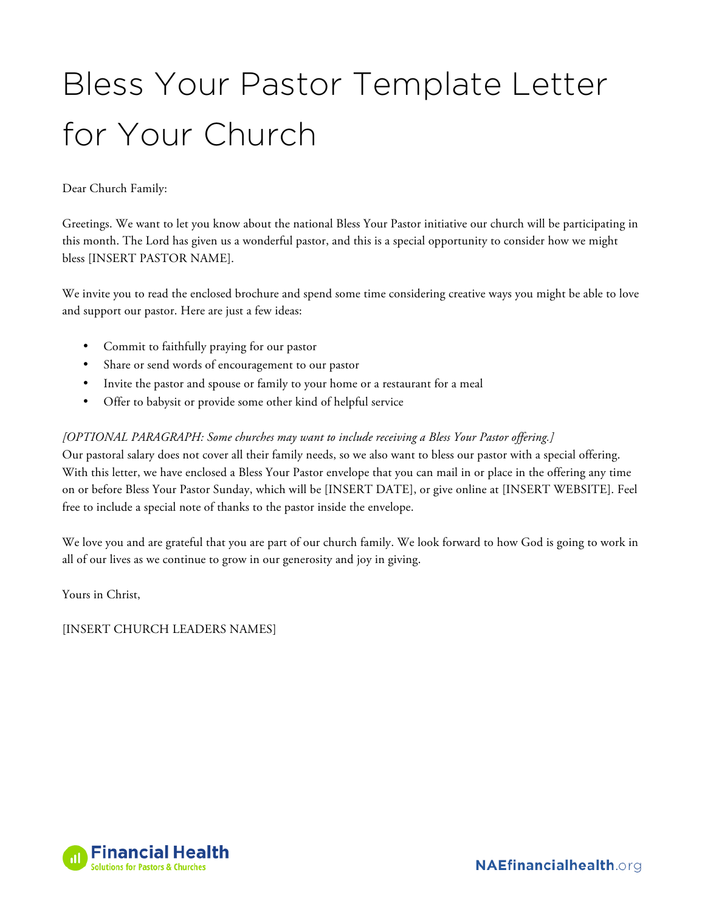# Bless Your Pastor Template Letter for Your Church

Dear Church Family:

Greetings. We want to let you know about the national Bless Your Pastor initiative our church will be participating in this month. The Lord has given us a wonderful pastor, and this is a special opportunity to consider how we might bless [INSERT PASTOR NAME].

We invite you to read the enclosed brochure and spend some time considering creative ways you might be able to love and support our pastor. Here are just a few ideas:

- Commit to faithfully praying for our pastor
- Share or send words of encouragement to our pastor
- Invite the pastor and spouse or family to your home or a restaurant for a meal
- Offer to babysit or provide some other kind of helpful service

*[OPTIONAL PARAGRAPH: Some churches may want to include receiving a Bless Your Pastor offering.]*
Our pastoral salary does not cover all their family needs, so we also want to bless our pastor with a special offering. With this letter, we have enclosed a Bless Your Pastor envelope that you can mail in or place in the offering any time on or before Bless Your Pastor Sunday, which will be [INSERT DATE], or give online at [INSERT WEBSITE]. Feel free to include a special note of thanks to the pastor inside the envelope.

We love you and are grateful that you are part of our church family. We look forward to how God is going to work in all of our lives as we continue to grow in our generosity and joy in giving.

Yours in Christ,

[INSERT CHURCH LEADERS NAMES]

Financial Health
Solutions for Pastors & Churches

NAEfinancialhealth.org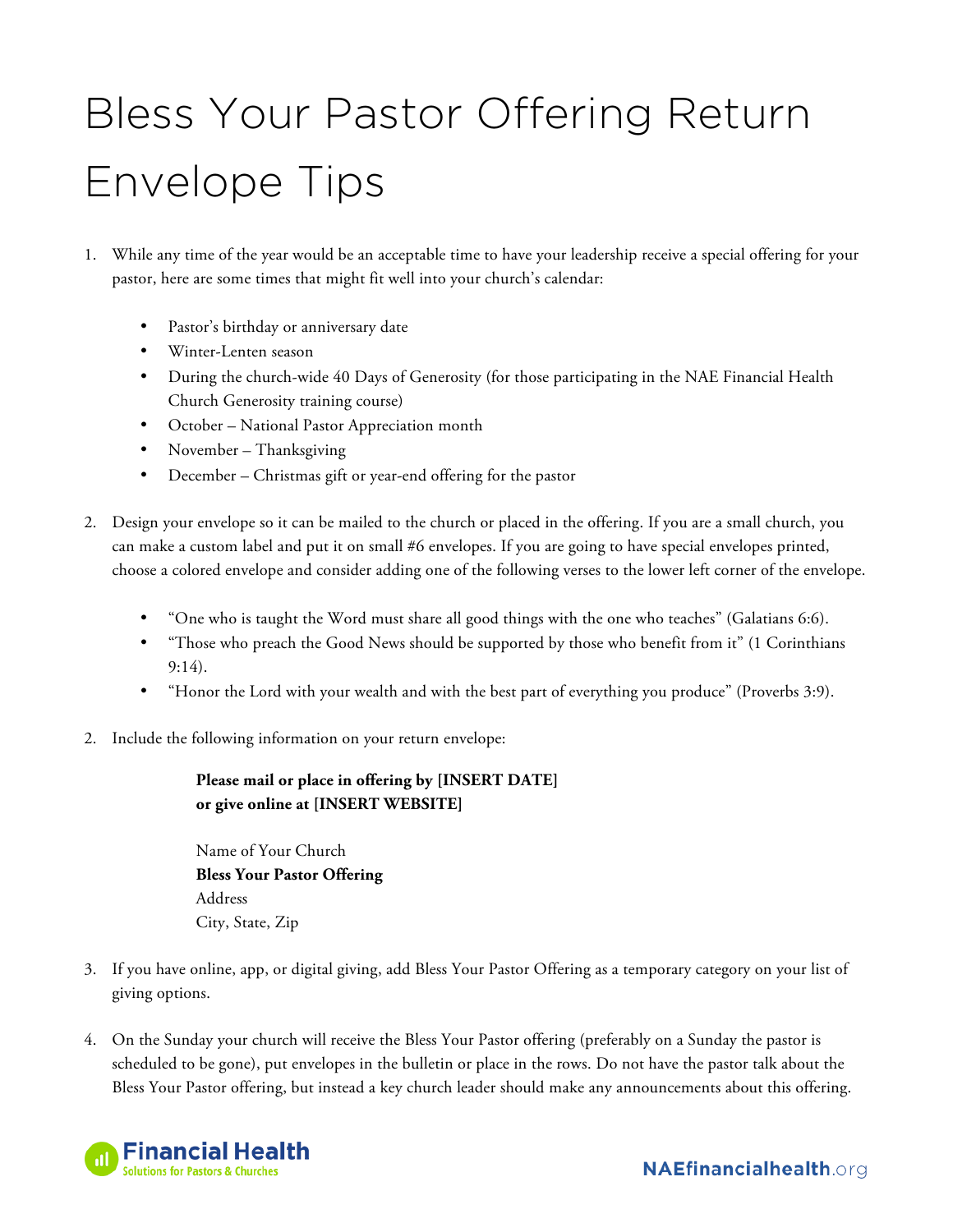# Bless Your Pastor Offering Return Envelope Tips

1. While any time of the year would be an acceptable time to have your leadership receive a special offering for your pastor, here are some times that might fit well into your church's calendar:

   - Pastor's birthday or anniversary date
   - Winter-Lenten season
   - During the church-wide 40 Days of Generosity (for those participating in the NAE Financial Health Church Generosity training course)
   - October – National Pastor Appreciation month
   - November – Thanksgiving
   - December – Christmas gift or year-end offering for the pastor

2. Design your envelope so it can be mailed to the church or placed in the offering. If you are a small church, you can make a custom label and put it on small #6 envelopes. If you are going to have special envelopes printed, choose a colored envelope and consider adding one of the following verses to the lower left corner of the envelope.

   - "One who is taught the Word must share all good things with the one who teaches" (Galatians 6:6).
   - "Those who preach the Good News should be supported by those who benefit from it" (1 Corinthians 9:14).
   - "Honor the Lord with your wealth and with the best part of everything you produce" (Proverbs 3:9).

2. Include the following information on your return envelope:

   **Please mail or place in offering by [INSERT DATE]**
   **or give online at [INSERT WEBSITE]**

   Name of Your Church
   **Bless Your Pastor Offering**
   Address
   City, State, Zip

3. If you have online, app, or digital giving, add Bless Your Pastor Offering as a temporary category on your list of giving options.

4. On the Sunday your church will receive the Bless Your Pastor offering (preferably on a Sunday the pastor is scheduled to be gone), put envelopes in the bulletin or place in the rows. Do not have the pastor talk about the Bless Your Pastor offering, but instead a key church leader should make any announcements about this offering.